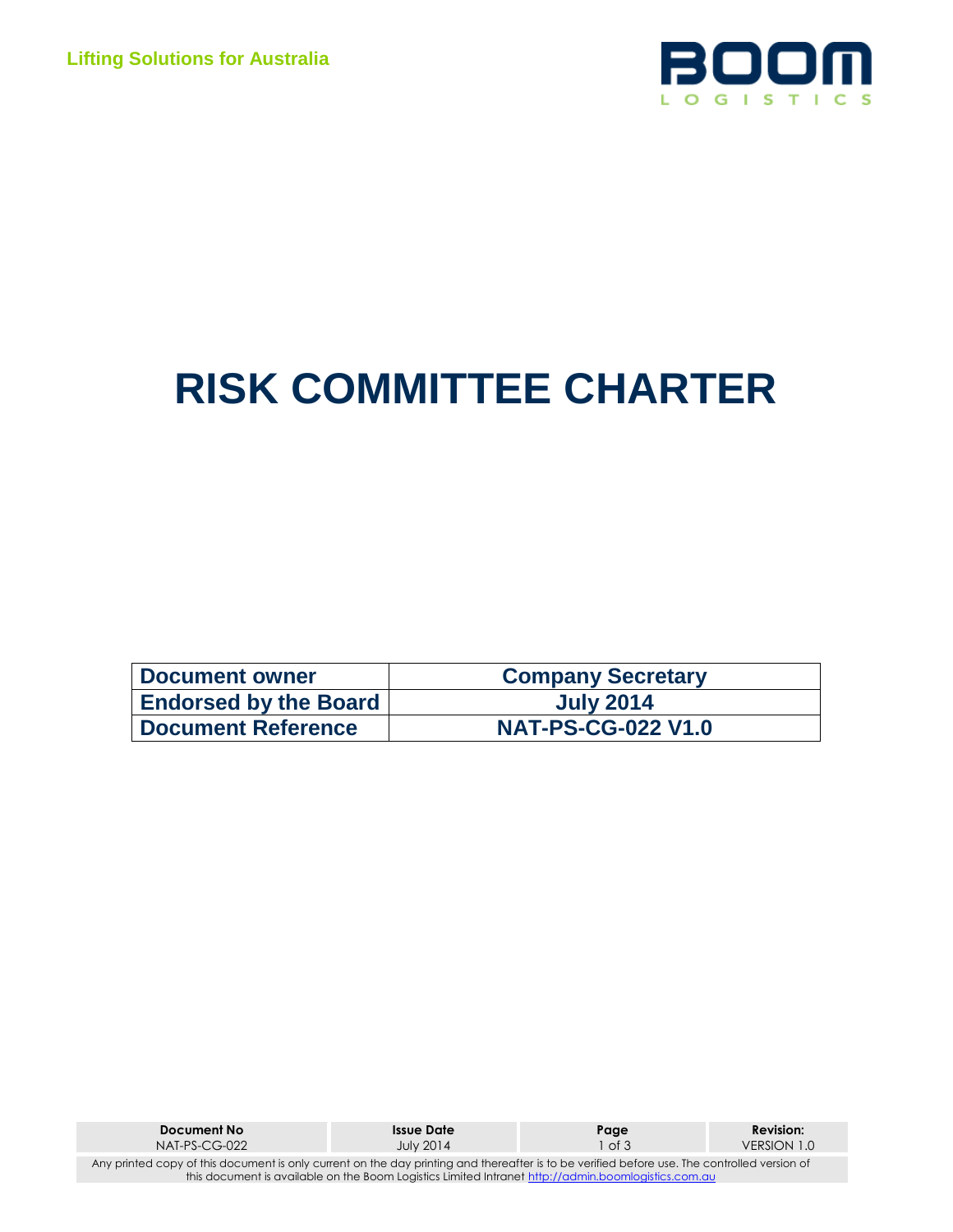# RISK COMMITTEE CHARTER

| Document owner | Company Secretary |
| --- | --- |
| Endorsed by the Board | July 2014 |
| Document Reference | NAT-PS-CG-022 V1.0 |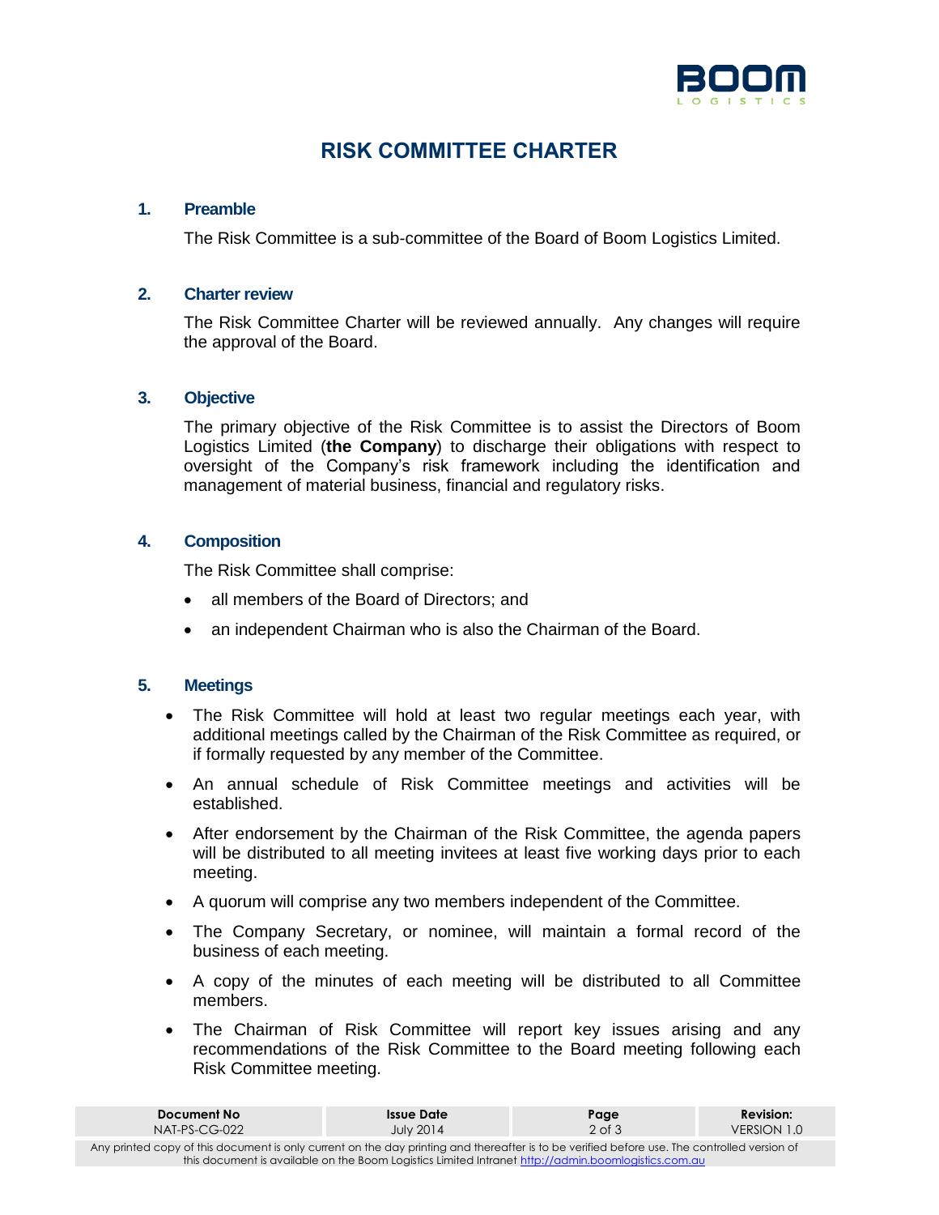# RISK COMMITTEE CHARTER

## 1. Preamble

The Risk Committee is a sub-committee of the Board of Boom Logistics Limited.

## 2. Charter review

The Risk Committee Charter will be reviewed annually. Any changes will require the approval of the Board.

## 3. Objective

The primary objective of the Risk Committee is to assist the Directors of Boom Logistics Limited (**the Company**) to discharge their obligations with respect to oversight of the Company's risk framework including the identification and management of material business, financial and regulatory risks.

## 4. Composition

The Risk Committee shall comprise:

- all members of the Board of Directors; and
- an independent Chairman who is also the Chairman of the Board.

## 5. Meetings

- The Risk Committee will hold at least two regular meetings each year, with additional meetings called by the Chairman of the Risk Committee as required, or if formally requested by any member of the Committee.
- An annual schedule of Risk Committee meetings and activities will be established.
- After endorsement by the Chairman of the Risk Committee, the agenda papers will be distributed to all meeting invitees at least five working days prior to each meeting.
- A quorum will comprise any two members independent of the Committee.
- The Company Secretary, or nominee, will maintain a formal record of the business of each meeting.
- A copy of the minutes of each meeting will be distributed to all Committee members.
- The Chairman of Risk Committee will report key issues arising and any recommendations of the Risk Committee to the Board meeting following each Risk Committee meeting.

| Document No | Issue Date | Page | Revision: |
| --- | --- | --- | --- |
| NAT-PS-CG-022 | July 2014 | 2 of 3 | VERSION 1.0 |

Any printed copy of this document is only current on the day printing and thereafter is to be verified before use. The controlled version of this document is available on the Boom Logistics Limited Intranet http://admin.boomlogistics.com.au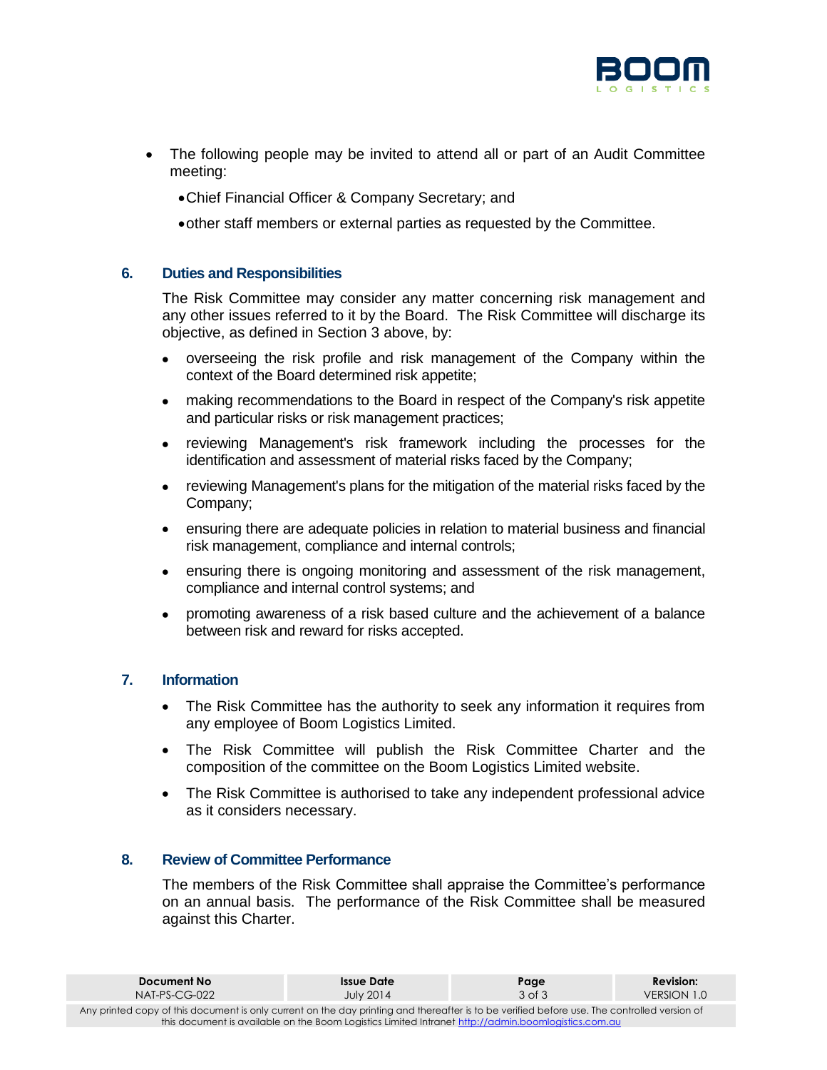- The following people may be invited to attend all or part of an Audit Committee meeting:
  - Chief Financial Officer & Company Secretary; and
  - other staff members or external parties as requested by the Committee.

## 6. Duties and Responsibilities

The Risk Committee may consider any matter concerning risk management and any other issues referred to it by the Board. The Risk Committee will discharge its objective, as defined in Section 3 above, by:

- overseeing the risk profile and risk management of the Company within the context of the Board determined risk appetite;
- making recommendations to the Board in respect of the Company's risk appetite and particular risks or risk management practices;
- reviewing Management's risk framework including the processes for the identification and assessment of material risks faced by the Company;
- reviewing Management's plans for the mitigation of the material risks faced by the Company;
- ensuring there are adequate policies in relation to material business and financial risk management, compliance and internal controls;
- ensuring there is ongoing monitoring and assessment of the risk management, compliance and internal control systems; and
- promoting awareness of a risk based culture and the achievement of a balance between risk and reward for risks accepted.

## 7. Information

- The Risk Committee has the authority to seek any information it requires from any employee of Boom Logistics Limited.
- The Risk Committee will publish the Risk Committee Charter and the composition of the committee on the Boom Logistics Limited website.
- The Risk Committee is authorised to take any independent professional advice as it considers necessary.

## 8. Review of Committee Performance

The members of the Risk Committee shall appraise the Committee's performance on an annual basis. The performance of the Risk Committee shall be measured against this Charter.